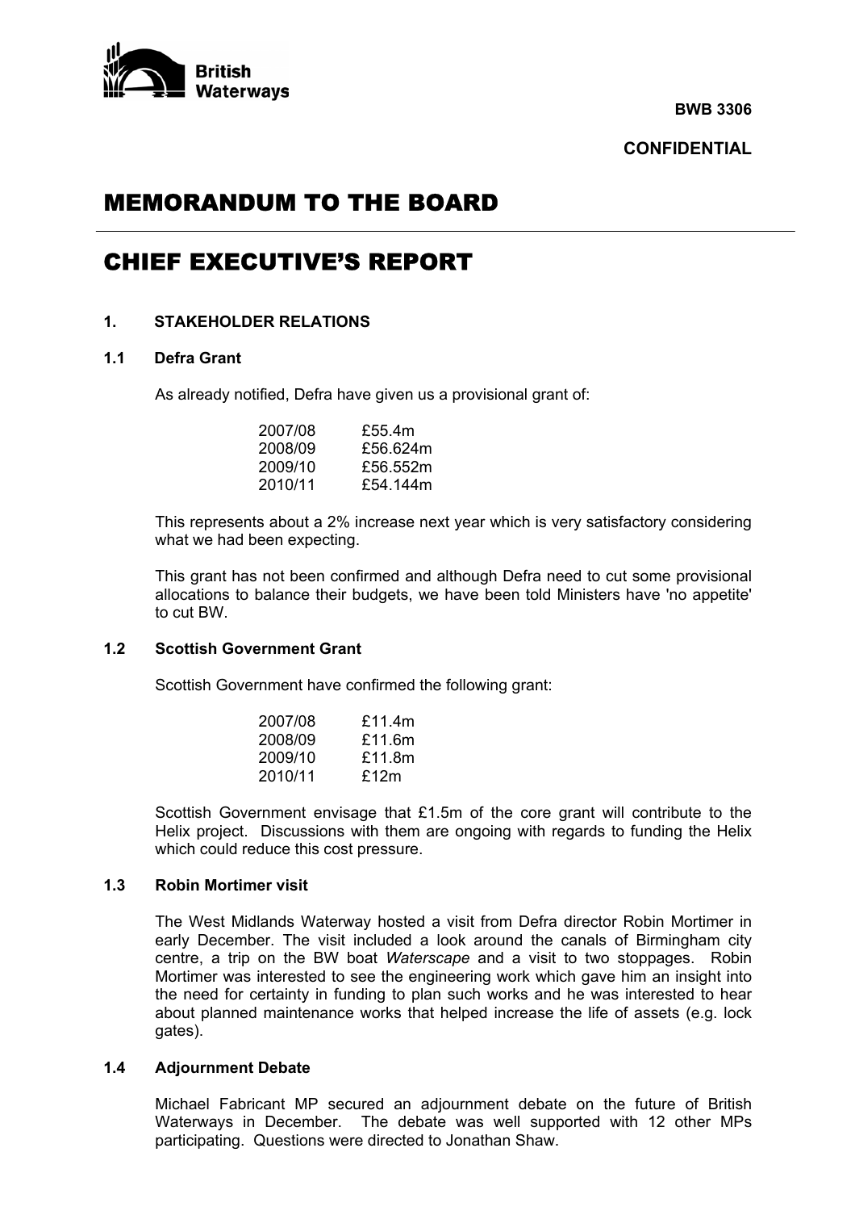**BWB 3306**

**CONFIDENTIAL**

# MEMORANDUM TO THE BOARD

# CHIEF EXECUTIVE'S REPORT

## 1. STAKEHOLDER RELATIONS

### 1.1 Defra Grant

As already notified, Defra have given us a provisional grant of:

| | |
|---|---|
| 2007/08 | £55.4m |
| 2008/09 | £56.624m |
| 2009/10 | £56.552m |
| 2010/11 | £54.144m |

This represents about a 2% increase next year which is very satisfactory considering what we had been expecting.

This grant has not been confirmed and although Defra need to cut some provisional allocations to balance their budgets, we have been told Ministers have 'no appetite' to cut BW.

### 1.2 Scottish Government Grant

Scottish Government have confirmed the following grant:

| | |
|---|---|
| 2007/08 | £11.4m |
| 2008/09 | £11.6m |
| 2009/10 | £11.8m |
| 2010/11 | £12m |

Scottish Government envisage that £1.5m of the core grant will contribute to the Helix project. Discussions with them are ongoing with regards to funding the Helix which could reduce this cost pressure.

### 1.3 Robin Mortimer visit

The West Midlands Waterway hosted a visit from Defra director Robin Mortimer in early December. The visit included a look around the canals of Birmingham city centre, a trip on the BW boat *Waterscape* and a visit to two stoppages. Robin Mortimer was interested to see the engineering work which gave him an insight into the need for certainty in funding to plan such works and he was interested to hear about planned maintenance works that helped increase the life of assets (e.g. lock gates).

### 1.4 Adjournment Debate

Michael Fabricant MP secured an adjournment debate on the future of British Waterways in December. The debate was well supported with 12 other MPs participating. Questions were directed to Jonathan Shaw.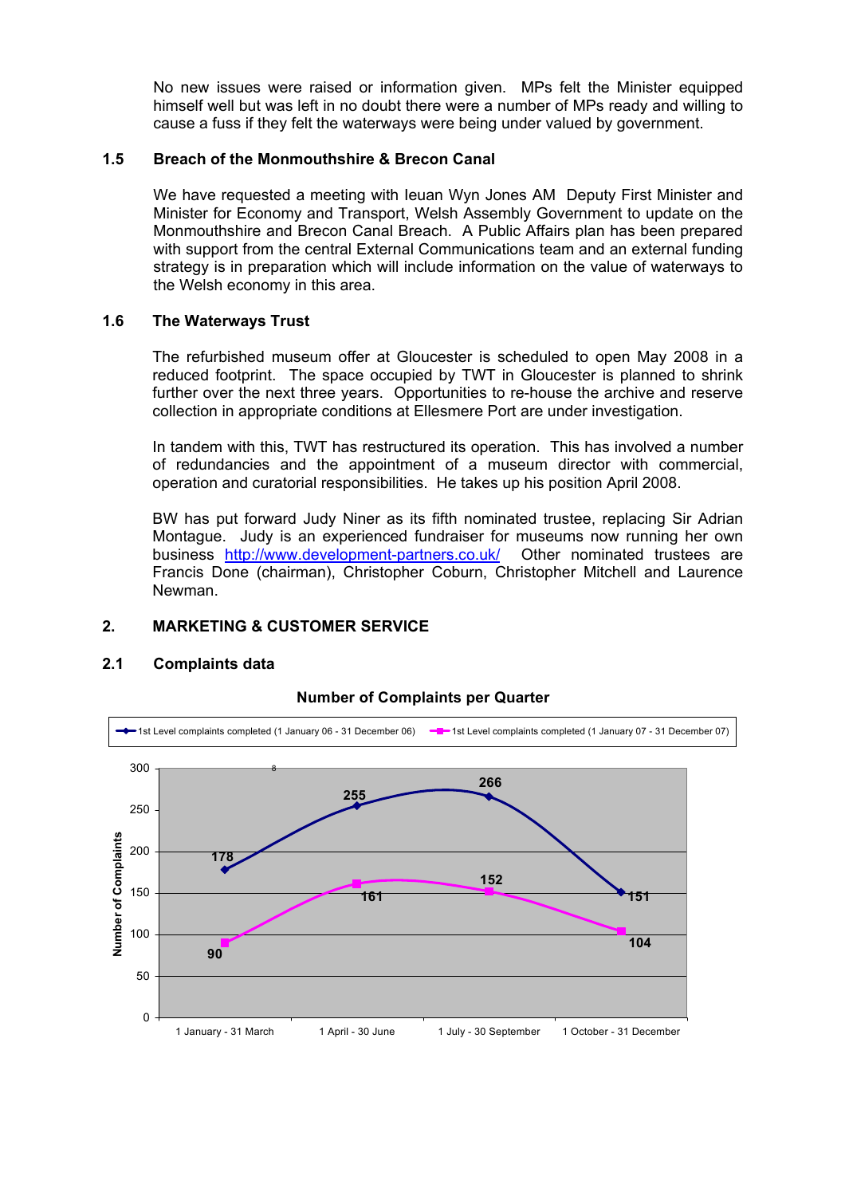No new issues were raised or information given. MPs felt the Minister equipped himself well but was left in no doubt there were a number of MPs ready and willing to cause a fuss if they felt the waterways were being under valued by government.

### 1.5 Breach of the Monmouthshire & Brecon Canal

We have requested a meeting with Ieuan Wyn Jones AM Deputy First Minister and Minister for Economy and Transport, Welsh Assembly Government to update on the Monmouthshire and Brecon Canal Breach. A Public Affairs plan has been prepared with support from the central External Communications team and an external funding strategy is in preparation which will include information on the value of waterways to the Welsh economy in this area.

### 1.6 The Waterways Trust

The refurbished museum offer at Gloucester is scheduled to open May 2008 in a reduced footprint. The space occupied by TWT in Gloucester is planned to shrink further over the next three years. Opportunities to re-house the archive and reserve collection in appropriate conditions at Ellesmere Port are under investigation.

In tandem with this, TWT has restructured its operation. This has involved a number of redundancies and the appointment of a museum director with commercial, operation and curatorial responsibilities. He takes up his position April 2008.

BW has put forward Judy Niner as its fifth nominated trustee, replacing Sir Adrian Montague. Judy is an experienced fundraiser for museums now running her own business http://www.development-partners.co.uk/ Other nominated trustees are Francis Done (chairman), Christopher Coburn, Christopher Mitchell and Laurence Newman.

## 2. MARKETING & CUSTOMER SERVICE

### 2.1 Complaints data

**Number of Complaints per Quarter**

| Quarter | 1st Level complaints completed (1 January 06 - 31 December 06) | 1st Level complaints completed (1 January 07 - 31 December 07) |
|---|---|---|
| 1 January - 31 March | 178 | 90 |
| 1 April - 30 June | 255 | 161 |
| 1 July - 30 September | 266 | 152 |
| 1 October - 31 December | 151 | 104 |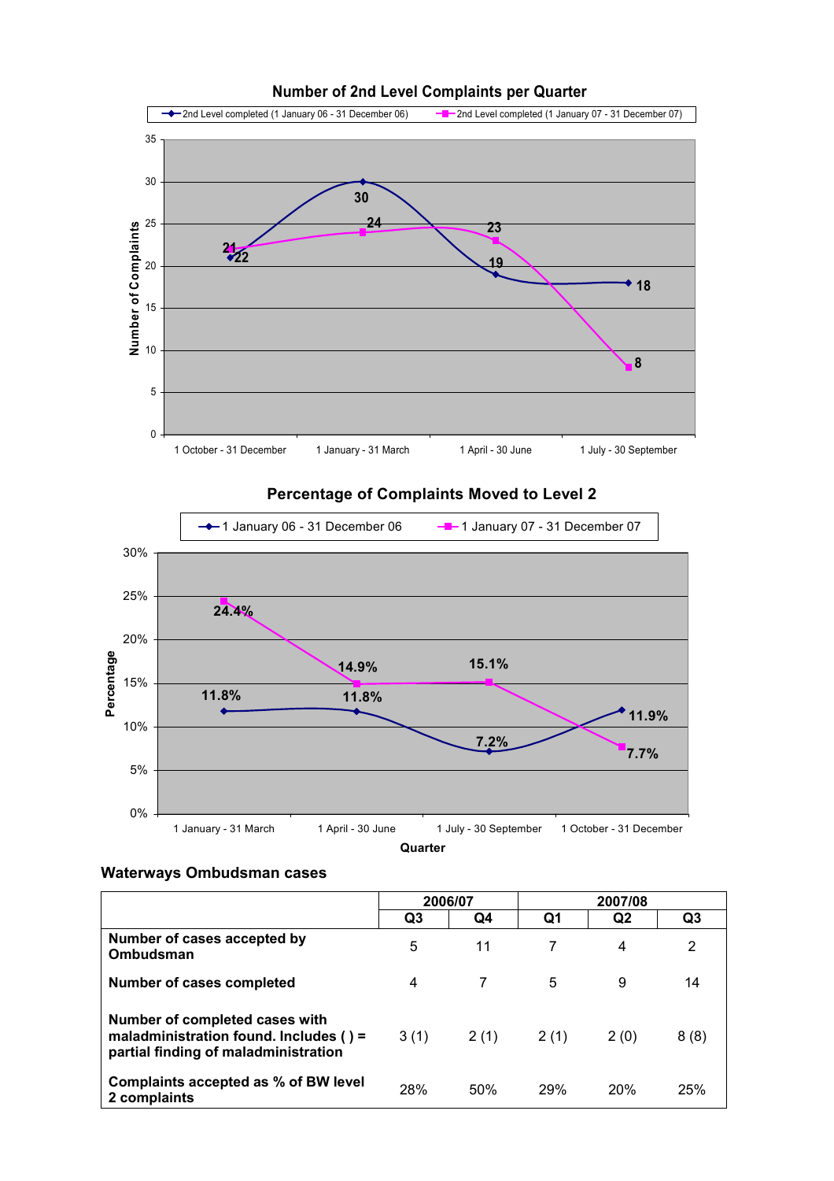## Number of 2nd Level Complaints per Quarter

| Quarter | 2nd Level completed (1 January 06 - 31 December 06) | 2nd Level completed (1 January 07 - 31 December 07) |
|---|---|---|
| 1 October - 31 December | 21 | 22 |
| 1 January - 31 March | 30 | 24 |
| 1 April - 30 June | 19 | 23 |
| 1 July - 30 September | 18 | 8 |

## Percentage of Complaints Moved to Level 2

| Quarter | 1 January 06 - 31 December 06 | 1 January 07 - 31 December 07 |
|---|---|---|
| 1 January - 31 March | 11.8% | 24.4% |
| 1 April - 30 June | 11.8% | 14.9% |
| 1 July - 30 September | 7.2% | 15.1% |
| 1 October - 31 December | 11.9% | 7.7% |

## Waterways Ombudsman cases

| | 2006/07 | | 2007/08 | | |
|---|---|---|---|---|---|
| | Q3 | Q4 | Q1 | Q2 | Q3 |
| **Number of cases accepted by Ombudsman** | 5 | 11 | 7 | 4 | 2 |
| **Number of cases completed** | 4 | 7 | 5 | 9 | 14 |
| **Number of completed cases with maladministration found. Includes ( ) = partial finding of maladministration** | 3 (1) | 2 (1) | 2 (1) | 2 (0) | 8 (8) |
| **Complaints accepted as % of BW level 2 complaints** | 28% | 50% | 29% | 20% | 25% |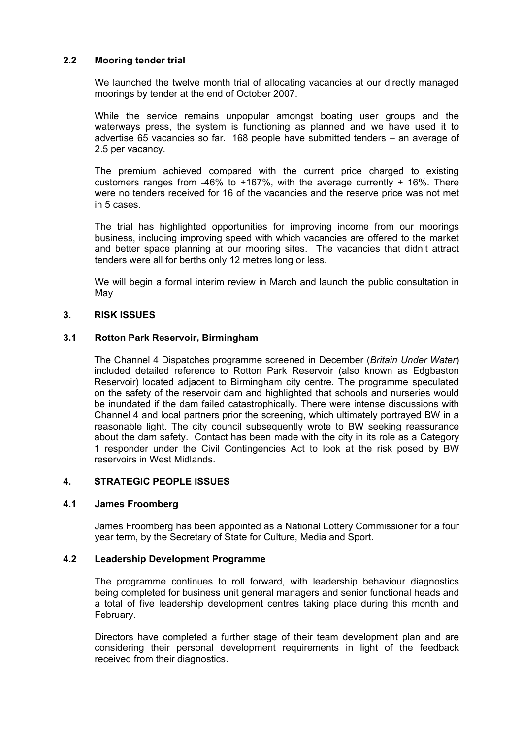### 2.2 Mooring tender trial

We launched the twelve month trial of allocating vacancies at our directly managed moorings by tender at the end of October 2007.

While the service remains unpopular amongst boating user groups and the waterways press, the system is functioning as planned and we have used it to advertise 65 vacancies so far. 168 people have submitted tenders – an average of 2.5 per vacancy.

The premium achieved compared with the current price charged to existing customers ranges from -46% to +167%, with the average currently + 16%. There were no tenders received for 16 of the vacancies and the reserve price was not met in 5 cases.

The trial has highlighted opportunities for improving income from our moorings business, including improving speed with which vacancies are offered to the market and better space planning at our mooring sites. The vacancies that didn't attract tenders were all for berths only 12 metres long or less.

We will begin a formal interim review in March and launch the public consultation in May

## 3. RISK ISSUES

### 3.1 Rotton Park Reservoir, Birmingham

The Channel 4 Dispatches programme screened in December (*Britain Under Water*) included detailed reference to Rotton Park Reservoir (also known as Edgbaston Reservoir) located adjacent to Birmingham city centre. The programme speculated on the safety of the reservoir dam and highlighted that schools and nurseries would be inundated if the dam failed catastrophically. There were intense discussions with Channel 4 and local partners prior the screening, which ultimately portrayed BW in a reasonable light. The city council subsequently wrote to BW seeking reassurance about the dam safety. Contact has been made with the city in its role as a Category 1 responder under the Civil Contingencies Act to look at the risk posed by BW reservoirs in West Midlands.

## 4. STRATEGIC PEOPLE ISSUES

### 4.1 James Froomberg

James Froomberg has been appointed as a National Lottery Commissioner for a four year term, by the Secretary of State for Culture, Media and Sport.

### 4.2 Leadership Development Programme

The programme continues to roll forward, with leadership behaviour diagnostics being completed for business unit general managers and senior functional heads and a total of five leadership development centres taking place during this month and February.

Directors have completed a further stage of their team development plan and are considering their personal development requirements in light of the feedback received from their diagnostics.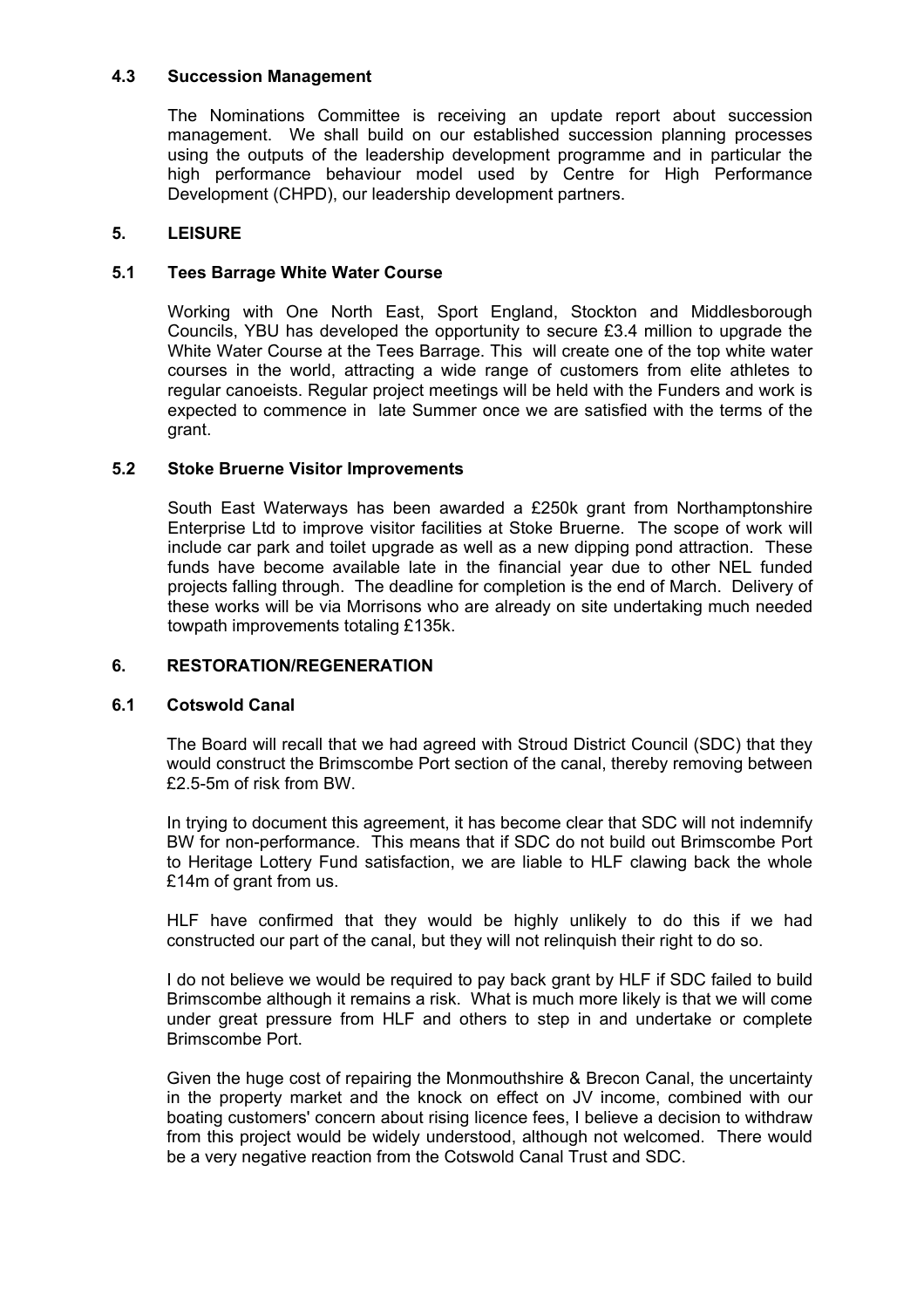### 4.3 Succession Management

The Nominations Committee is receiving an update report about succession management. We shall build on our established succession planning processes using the outputs of the leadership development programme and in particular the high performance behaviour model used by Centre for High Performance Development (CHPD), our leadership development partners.

## 5. LEISURE

### 5.1 Tees Barrage White Water Course

Working with One North East, Sport England, Stockton and Middlesborough Councils, YBU has developed the opportunity to secure £3.4 million to upgrade the White Water Course at the Tees Barrage. This will create one of the top white water courses in the world, attracting a wide range of customers from elite athletes to regular canoeists. Regular project meetings will be held with the Funders and work is expected to commence in late Summer once we are satisfied with the terms of the grant.

### 5.2 Stoke Bruerne Visitor Improvements

South East Waterways has been awarded a £250k grant from Northamptonshire Enterprise Ltd to improve visitor facilities at Stoke Bruerne. The scope of work will include car park and toilet upgrade as well as a new dipping pond attraction. These funds have become available late in the financial year due to other NEL funded projects falling through. The deadline for completion is the end of March. Delivery of these works will be via Morrisons who are already on site undertaking much needed towpath improvements totaling £135k.

## 6. RESTORATION/REGENERATION

### 6.1 Cotswold Canal

The Board will recall that we had agreed with Stroud District Council (SDC) that they would construct the Brimscombe Port section of the canal, thereby removing between £2.5-5m of risk from BW.

In trying to document this agreement, it has become clear that SDC will not indemnify BW for non-performance. This means that if SDC do not build out Brimscombe Port to Heritage Lottery Fund satisfaction, we are liable to HLF clawing back the whole £14m of grant from us.

HLF have confirmed that they would be highly unlikely to do this if we had constructed our part of the canal, but they will not relinquish their right to do so.

I do not believe we would be required to pay back grant by HLF if SDC failed to build Brimscombe although it remains a risk. What is much more likely is that we will come under great pressure from HLF and others to step in and undertake or complete Brimscombe Port.

Given the huge cost of repairing the Monmouthshire & Brecon Canal, the uncertainty in the property market and the knock on effect on JV income, combined with our boating customers' concern about rising licence fees, I believe a decision to withdraw from this project would be widely understood, although not welcomed. There would be a very negative reaction from the Cotswold Canal Trust and SDC.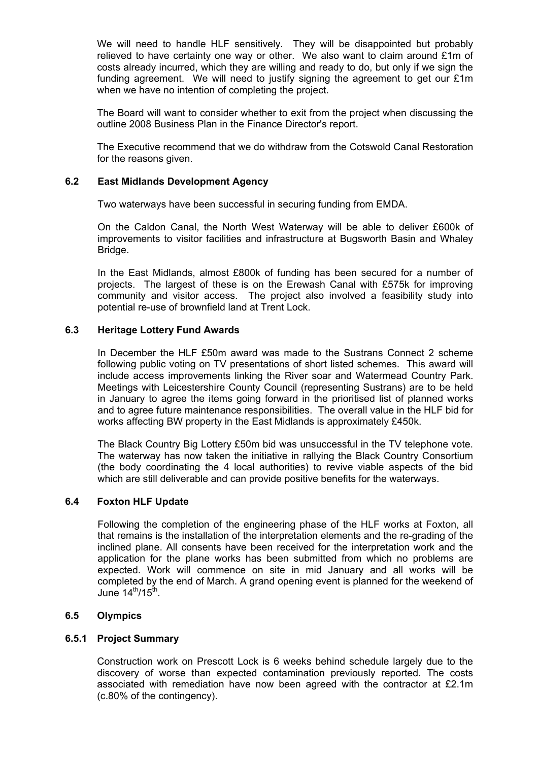We will need to handle HLF sensitively. They will be disappointed but probably relieved to have certainty one way or other. We also want to claim around £1m of costs already incurred, which they are willing and ready to do, but only if we sign the funding agreement. We will need to justify signing the agreement to get our £1m when we have no intention of completing the project.

The Board will want to consider whether to exit from the project when discussing the outline 2008 Business Plan in the Finance Director's report.

The Executive recommend that we do withdraw from the Cotswold Canal Restoration for the reasons given.

### 6.2 East Midlands Development Agency

Two waterways have been successful in securing funding from EMDA.

On the Caldon Canal, the North West Waterway will be able to deliver £600k of improvements to visitor facilities and infrastructure at Bugsworth Basin and Whaley Bridge.

In the East Midlands, almost £800k of funding has been secured for a number of projects. The largest of these is on the Erewash Canal with £575k for improving community and visitor access. The project also involved a feasibility study into potential re-use of brownfield land at Trent Lock.

### 6.3 Heritage Lottery Fund Awards

In December the HLF £50m award was made to the Sustrans Connect 2 scheme following public voting on TV presentations of short listed schemes. This award will include access improvements linking the River soar and Watermead Country Park. Meetings with Leicestershire County Council (representing Sustrans) are to be held in January to agree the items going forward in the prioritised list of planned works and to agree future maintenance responsibilities. The overall value in the HLF bid for works affecting BW property in the East Midlands is approximately £450k.

The Black Country Big Lottery £50m bid was unsuccessful in the TV telephone vote. The waterway has now taken the initiative in rallying the Black Country Consortium (the body coordinating the 4 local authorities) to revive viable aspects of the bid which are still deliverable and can provide positive benefits for the waterways.

### 6.4 Foxton HLF Update

Following the completion of the engineering phase of the HLF works at Foxton, all that remains is the installation of the interpretation elements and the re-grading of the inclined plane. All consents have been received for the interpretation work and the application for the plane works has been submitted from which no problems are expected. Work will commence on site in mid January and all works will be completed by the end of March. A grand opening event is planned for the weekend of June 14th/15th.

### 6.5 Olympics

#### 6.5.1 Project Summary

Construction work on Prescott Lock is 6 weeks behind schedule largely due to the discovery of worse than expected contamination previously reported. The costs associated with remediation have now been agreed with the contractor at £2.1m (c.80% of the contingency).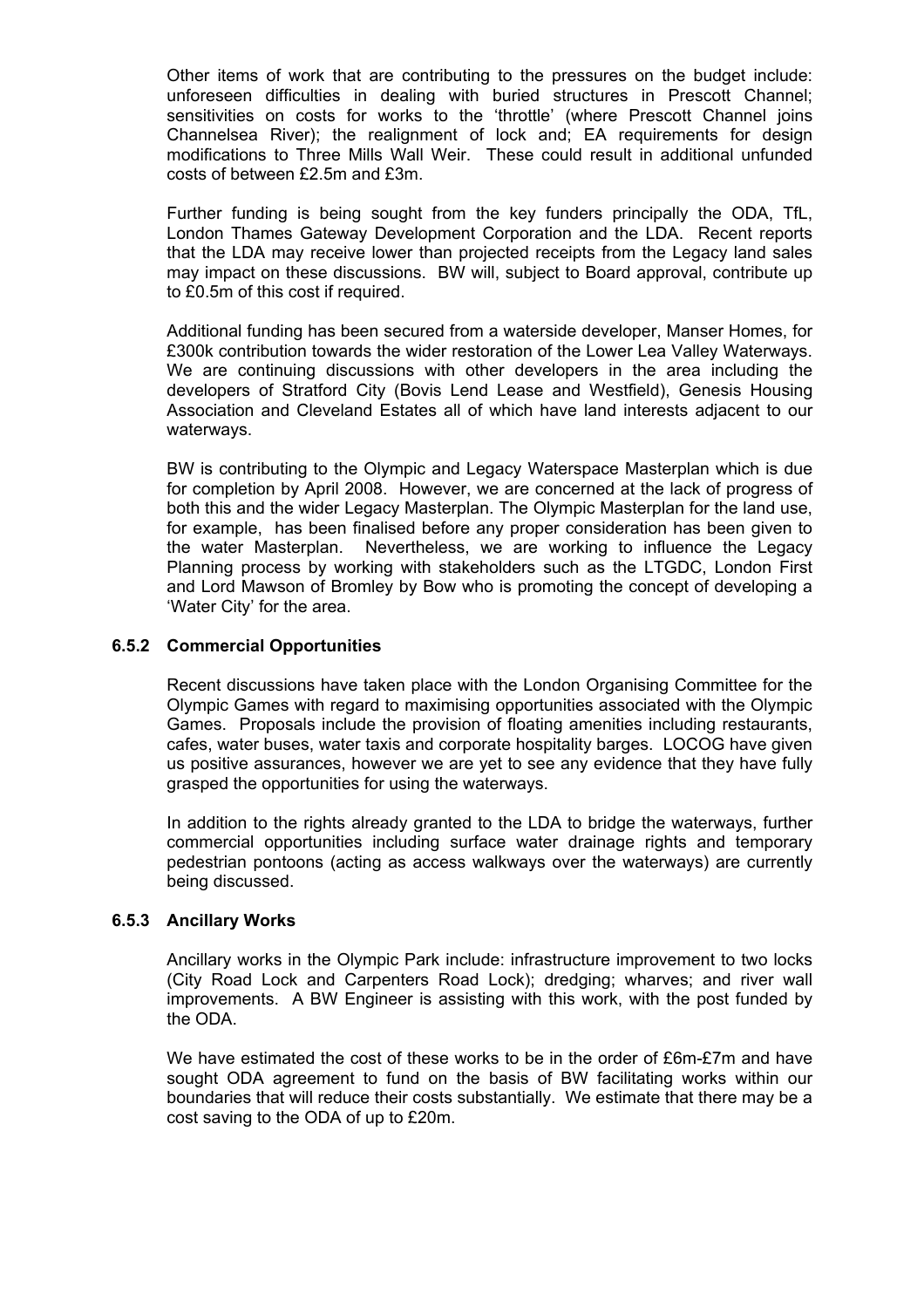Other items of work that are contributing to the pressures on the budget include: unforeseen difficulties in dealing with buried structures in Prescott Channel; sensitivities on costs for works to the 'throttle' (where Prescott Channel joins Channelsea River); the realignment of lock and; EA requirements for design modifications to Three Mills Wall Weir. These could result in additional unfunded costs of between £2.5m and £3m.

Further funding is being sought from the key funders principally the ODA, TfL, London Thames Gateway Development Corporation and the LDA. Recent reports that the LDA may receive lower than projected receipts from the Legacy land sales may impact on these discussions. BW will, subject to Board approval, contribute up to £0.5m of this cost if required.

Additional funding has been secured from a waterside developer, Manser Homes, for £300k contribution towards the wider restoration of the Lower Lea Valley Waterways. We are continuing discussions with other developers in the area including the developers of Stratford City (Bovis Lend Lease and Westfield), Genesis Housing Association and Cleveland Estates all of which have land interests adjacent to our waterways.

BW is contributing to the Olympic and Legacy Waterspace Masterplan which is due for completion by April 2008. However, we are concerned at the lack of progress of both this and the wider Legacy Masterplan. The Olympic Masterplan for the land use, for example, has been finalised before any proper consideration has been given to the water Masterplan. Nevertheless, we are working to influence the Legacy Planning process by working with stakeholders such as the LTGDC, London First and Lord Mawson of Bromley by Bow who is promoting the concept of developing a 'Water City' for the area.

### 6.5.2 Commercial Opportunities

Recent discussions have taken place with the London Organising Committee for the Olympic Games with regard to maximising opportunities associated with the Olympic Games. Proposals include the provision of floating amenities including restaurants, cafes, water buses, water taxis and corporate hospitality barges. LOCOG have given us positive assurances, however we are yet to see any evidence that they have fully grasped the opportunities for using the waterways.

In addition to the rights already granted to the LDA to bridge the waterways, further commercial opportunities including surface water drainage rights and temporary pedestrian pontoons (acting as access walkways over the waterways) are currently being discussed.

### 6.5.3 Ancillary Works

Ancillary works in the Olympic Park include: infrastructure improvement to two locks (City Road Lock and Carpenters Road Lock); dredging; wharves; and river wall improvements. A BW Engineer is assisting with this work, with the post funded by the ODA.

We have estimated the cost of these works to be in the order of £6m-£7m and have sought ODA agreement to fund on the basis of BW facilitating works within our boundaries that will reduce their costs substantially. We estimate that there may be a cost saving to the ODA of up to £20m.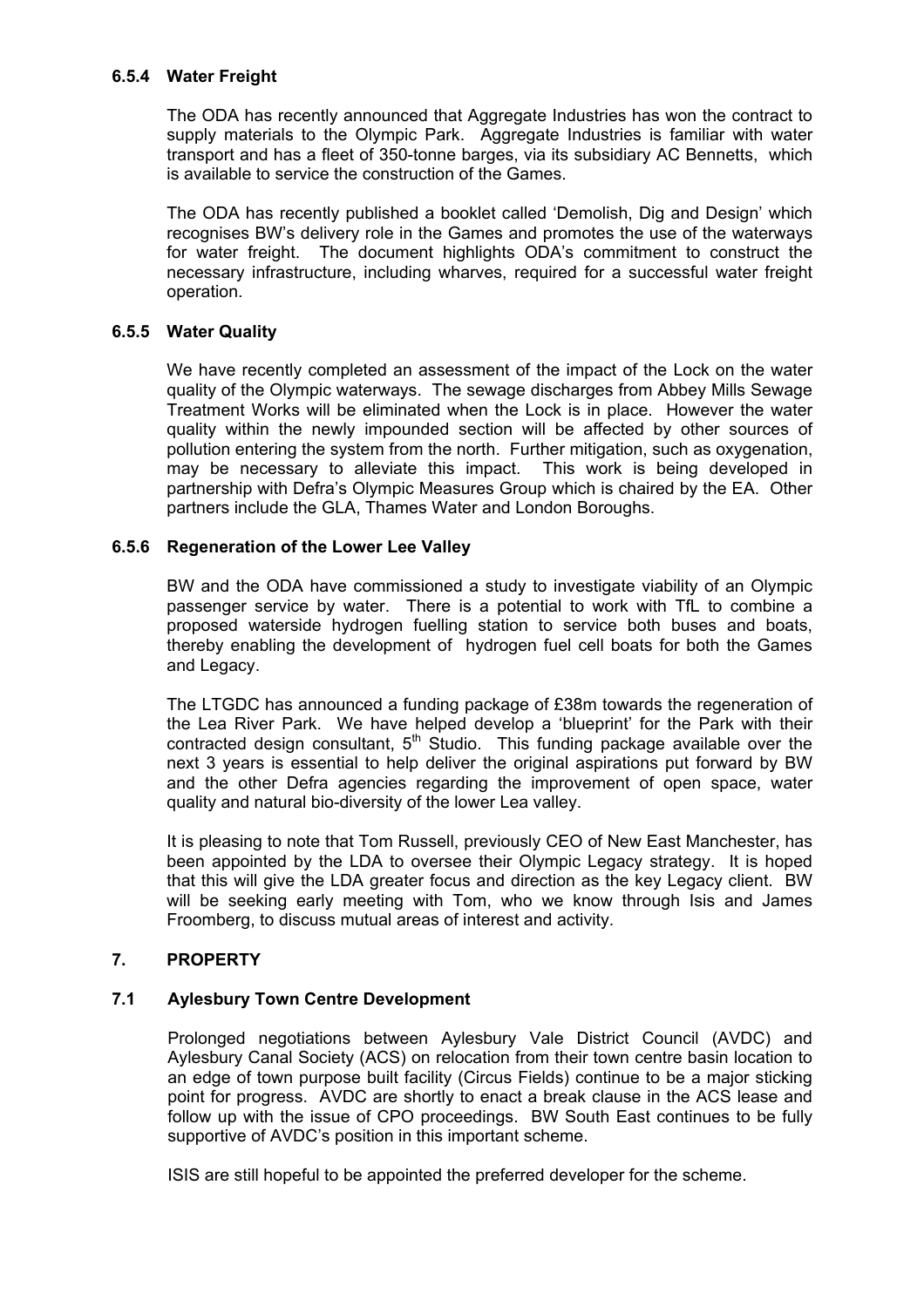#### 6.5.4 Water Freight

The ODA has recently announced that Aggregate Industries has won the contract to supply materials to the Olympic Park. Aggregate Industries is familiar with water transport and has a fleet of 350-tonne barges, via its subsidiary AC Bennetts, which is available to service the construction of the Games.

The ODA has recently published a booklet called 'Demolish, Dig and Design' which recognises BW's delivery role in the Games and promotes the use of the waterways for water freight. The document highlights ODA's commitment to construct the necessary infrastructure, including wharves, required for a successful water freight operation.

#### 6.5.5 Water Quality

We have recently completed an assessment of the impact of the Lock on the water quality of the Olympic waterways. The sewage discharges from Abbey Mills Sewage Treatment Works will be eliminated when the Lock is in place. However the water quality within the newly impounded section will be affected by other sources of pollution entering the system from the north. Further mitigation, such as oxygenation, may be necessary to alleviate this impact. This work is being developed in partnership with Defra's Olympic Measures Group which is chaired by the EA. Other partners include the GLA, Thames Water and London Boroughs.

#### 6.5.6 Regeneration of the Lower Lee Valley

BW and the ODA have commissioned a study to investigate viability of an Olympic passenger service by water. There is a potential to work with TfL to combine a proposed waterside hydrogen fuelling station to service both buses and boats, thereby enabling the development of hydrogen fuel cell boats for both the Games and Legacy.

The LTGDC has announced a funding package of £38m towards the regeneration of the Lea River Park. We have helped develop a 'blueprint' for the Park with their contracted design consultant, 5th Studio. This funding package available over the next 3 years is essential to help deliver the original aspirations put forward by BW and the other Defra agencies regarding the improvement of open space, water quality and natural bio-diversity of the lower Lea valley.

It is pleasing to note that Tom Russell, previously CEO of New East Manchester, has been appointed by the LDA to oversee their Olympic Legacy strategy. It is hoped that this will give the LDA greater focus and direction as the key Legacy client. BW will be seeking early meeting with Tom, who we know through Isis and James Froomberg, to discuss mutual areas of interest and activity.

## 7. PROPERTY

### 7.1 Aylesbury Town Centre Development

Prolonged negotiations between Aylesbury Vale District Council (AVDC) and Aylesbury Canal Society (ACS) on relocation from their town centre basin location to an edge of town purpose built facility (Circus Fields) continue to be a major sticking point for progress. AVDC are shortly to enact a break clause in the ACS lease and follow up with the issue of CPO proceedings. BW South East continues to be fully supportive of AVDC's position in this important scheme.

ISIS are still hopeful to be appointed the preferred developer for the scheme.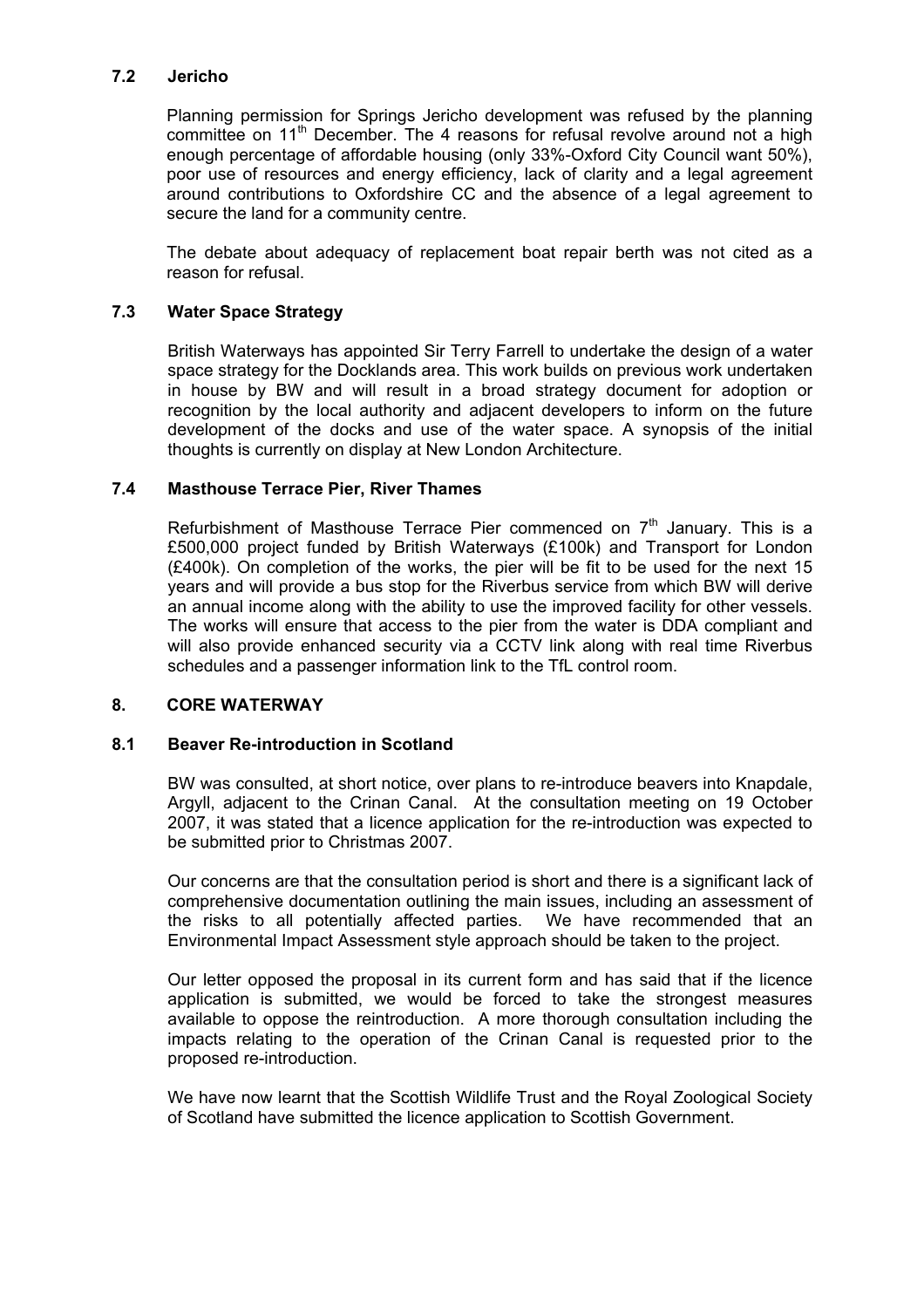### 7.2 Jericho

Planning permission for Springs Jericho development was refused by the planning committee on 11th December. The 4 reasons for refusal revolve around not a high enough percentage of affordable housing (only 33%-Oxford City Council want 50%), poor use of resources and energy efficiency, lack of clarity and a legal agreement around contributions to Oxfordshire CC and the absence of a legal agreement to secure the land for a community centre.

The debate about adequacy of replacement boat repair berth was not cited as a reason for refusal.

### 7.3 Water Space Strategy

British Waterways has appointed Sir Terry Farrell to undertake the design of a water space strategy for the Docklands area. This work builds on previous work undertaken in house by BW and will result in a broad strategy document for adoption or recognition by the local authority and adjacent developers to inform on the future development of the docks and use of the water space. A synopsis of the initial thoughts is currently on display at New London Architecture.

### 7.4 Masthouse Terrace Pier, River Thames

Refurbishment of Masthouse Terrace Pier commenced on 7th January. This is a £500,000 project funded by British Waterways (£100k) and Transport for London (£400k). On completion of the works, the pier will be fit to be used for the next 15 years and will provide a bus stop for the Riverbus service from which BW will derive an annual income along with the ability to use the improved facility for other vessels. The works will ensure that access to the pier from the water is DDA compliant and will also provide enhanced security via a CCTV link along with real time Riverbus schedules and a passenger information link to the TfL control room.

## 8. CORE WATERWAY

### 8.1 Beaver Re-introduction in Scotland

BW was consulted, at short notice, over plans to re-introduce beavers into Knapdale, Argyll, adjacent to the Crinan Canal. At the consultation meeting on 19 October 2007, it was stated that a licence application for the re-introduction was expected to be submitted prior to Christmas 2007.

Our concerns are that the consultation period is short and there is a significant lack of comprehensive documentation outlining the main issues, including an assessment of the risks to all potentially affected parties. We have recommended that an Environmental Impact Assessment style approach should be taken to the project.

Our letter opposed the proposal in its current form and has said that if the licence application is submitted, we would be forced to take the strongest measures available to oppose the reintroduction. A more thorough consultation including the impacts relating to the operation of the Crinan Canal is requested prior to the proposed re-introduction.

We have now learnt that the Scottish Wildlife Trust and the Royal Zoological Society of Scotland have submitted the licence application to Scottish Government.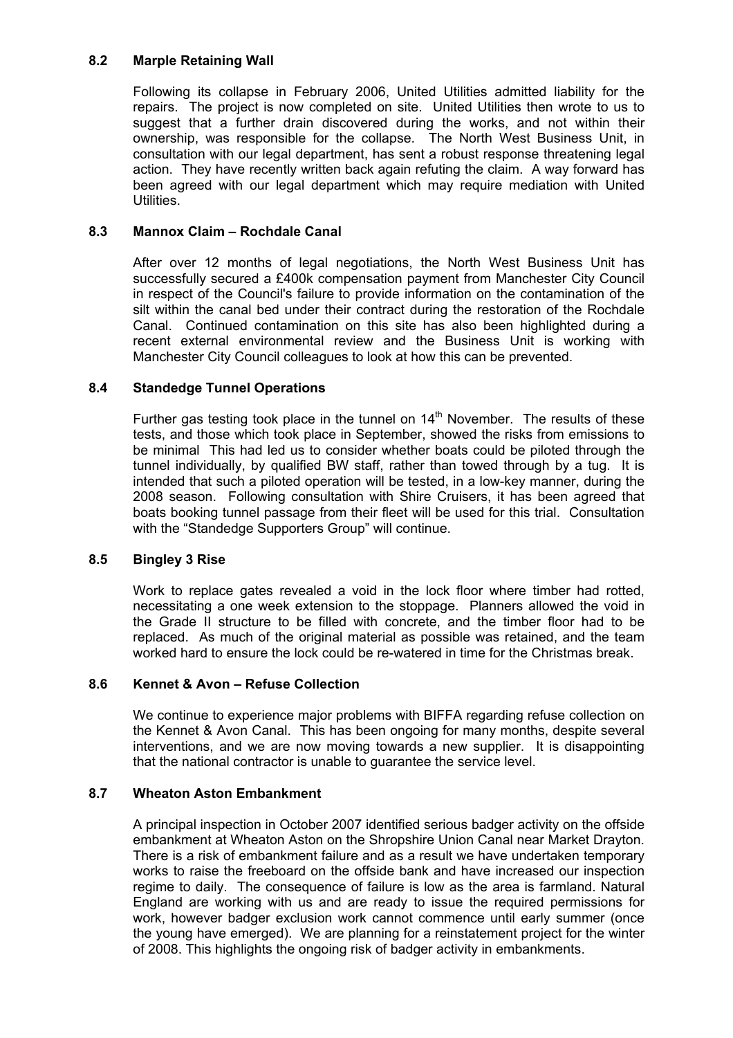### 8.2 Marple Retaining Wall

Following its collapse in February 2006, United Utilities admitted liability for the repairs. The project is now completed on site. United Utilities then wrote to us to suggest that a further drain discovered during the works, and not within their ownership, was responsible for the collapse. The North West Business Unit, in consultation with our legal department, has sent a robust response threatening legal action. They have recently written back again refuting the claim. A way forward has been agreed with our legal department which may require mediation with United Utilities.

### 8.3 Mannox Claim – Rochdale Canal

After over 12 months of legal negotiations, the North West Business Unit has successfully secured a £400k compensation payment from Manchester City Council in respect of the Council's failure to provide information on the contamination of the silt within the canal bed under their contract during the restoration of the Rochdale Canal. Continued contamination on this site has also been highlighted during a recent external environmental review and the Business Unit is working with Manchester City Council colleagues to look at how this can be prevented.

### 8.4 Standedge Tunnel Operations

Further gas testing took place in the tunnel on 14th November. The results of these tests, and those which took place in September, showed the risks from emissions to be minimal This had led us to consider whether boats could be piloted through the tunnel individually, by qualified BW staff, rather than towed through by a tug. It is intended that such a piloted operation will be tested, in a low-key manner, during the 2008 season. Following consultation with Shire Cruisers, it has been agreed that boats booking tunnel passage from their fleet will be used for this trial. Consultation with the "Standedge Supporters Group" will continue.

### 8.5 Bingley 3 Rise

Work to replace gates revealed a void in the lock floor where timber had rotted, necessitating a one week extension to the stoppage. Planners allowed the void in the Grade II structure to be filled with concrete, and the timber floor had to be replaced. As much of the original material as possible was retained, and the team worked hard to ensure the lock could be re-watered in time for the Christmas break.

### 8.6 Kennet & Avon – Refuse Collection

We continue to experience major problems with BIFFA regarding refuse collection on the Kennet & Avon Canal. This has been ongoing for many months, despite several interventions, and we are now moving towards a new supplier. It is disappointing that the national contractor is unable to guarantee the service level.

### 8.7 Wheaton Aston Embankment

A principal inspection in October 2007 identified serious badger activity on the offside embankment at Wheaton Aston on the Shropshire Union Canal near Market Drayton. There is a risk of embankment failure and as a result we have undertaken temporary works to raise the freeboard on the offside bank and have increased our inspection regime to daily. The consequence of failure is low as the area is farmland. Natural England are working with us and are ready to issue the required permissions for work, however badger exclusion work cannot commence until early summer (once the young have emerged). We are planning for a reinstatement project for the winter of 2008. This highlights the ongoing risk of badger activity in embankments.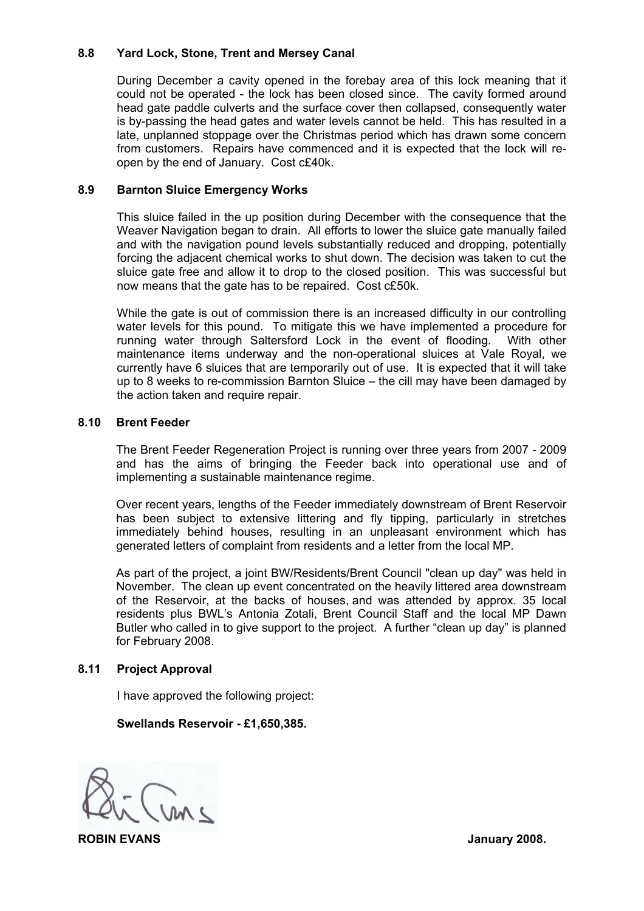### 8.8 Yard Lock, Stone, Trent and Mersey Canal

During December a cavity opened in the forebay area of this lock meaning that it could not be operated - the lock has been closed since. The cavity formed around head gate paddle culverts and the surface cover then collapsed, consequently water is by-passing the head gates and water levels cannot be held. This has resulted in a late, unplanned stoppage over the Christmas period which has drawn some concern from customers. Repairs have commenced and it is expected that the lock will re-open by the end of January. Cost c£40k.

### 8.9 Barnton Sluice Emergency Works

This sluice failed in the up position during December with the consequence that the Weaver Navigation began to drain. All efforts to lower the sluice gate manually failed and with the navigation pound levels substantially reduced and dropping, potentially forcing the adjacent chemical works to shut down. The decision was taken to cut the sluice gate free and allow it to drop to the closed position. This was successful but now means that the gate has to be repaired. Cost c£50k.

While the gate is out of commission there is an increased difficulty in our controlling water levels for this pound. To mitigate this we have implemented a procedure for running water through Saltersford Lock in the event of flooding. With other maintenance items underway and the non-operational sluices at Vale Royal, we currently have 6 sluices that are temporarily out of use. It is expected that it will take up to 8 weeks to re-commission Barnton Sluice – the cill may have been damaged by the action taken and require repair.

### 8.10 Brent Feeder

The Brent Feeder Regeneration Project is running over three years from 2007 - 2009 and has the aims of bringing the Feeder back into operational use and of implementing a sustainable maintenance regime.

Over recent years, lengths of the Feeder immediately downstream of Brent Reservoir has been subject to extensive littering and fly tipping, particularly in stretches immediately behind houses, resulting in an unpleasant environment which has generated letters of complaint from residents and a letter from the local MP.

As part of the project, a joint BW/Residents/Brent Council "clean up day" was held in November. The clean up event concentrated on the heavily littered area downstream of the Reservoir, at the backs of houses, and was attended by approx. 35 local residents plus BWL's Antonia Zotali, Brent Council Staff and the local MP Dawn Butler who called in to give support to the project. A further "clean up day" is planned for February 2008.

### 8.11 Project Approval

I have approved the following project:

**Swellands Reservoir - £1,650,385.**

**ROBIN EVANS** **January 2008.**